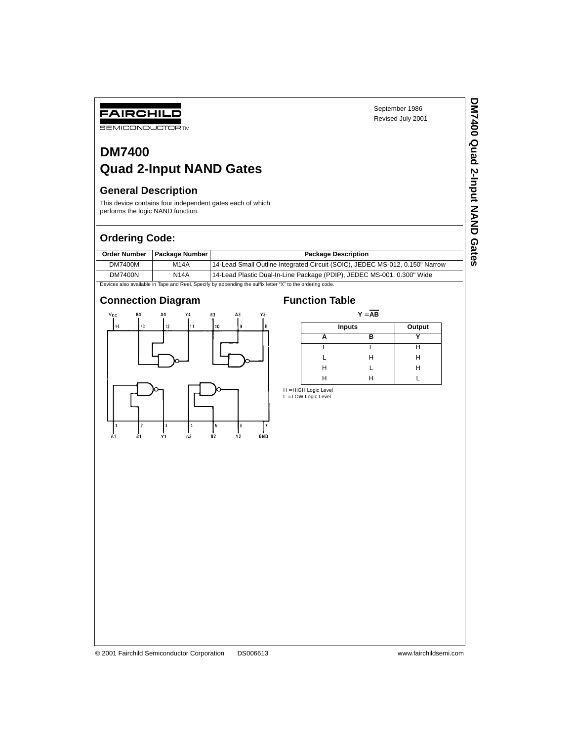FAIRCHILD

SEMICONDUCTOR™

September 1986

Revised July 2001

# DM7400
# Quad 2-Input NAND Gates

## General Description

This device contains four independent gates each of which performs the logic NAND function.

## Ordering Code:

| Order Number | Package Number | Package Description |
|---|---|---|
| DM7400M | M14A | 14-Lead Small Outline Integrated Circuit (SOIC), JEDEC MS-012, 0.150" Narrow |
| DM7400N | N14A | 14-Lead Plastic Dual-In-Line Package (PDIP), JEDEC MS-001, 0.300" Wide |

Devices also available in Tape and Reel. Specify by appending the suffix letter "X" to the ordering code.

## Connection Diagram

$V_{CC}$ 14, B4 13, A4 12, Y4 11, B3 10, A3 9, Y3 8

A1 1, B1 2, Y1 3, A2 4, B2 5, Y2 6, GND 7

## Function Table

$$Y = \overline{AB}$$

| Inputs | | Output |
|---|---|---|
| A | B | Y |
| L | L | H |
| L | H | H |
| H | L | H |
| H | H | L |

H = HIGH Logic Level
L = LOW Logic Level

© 2001 Fairchild Semiconductor Corporation DS006613 www.fairchildsemi.com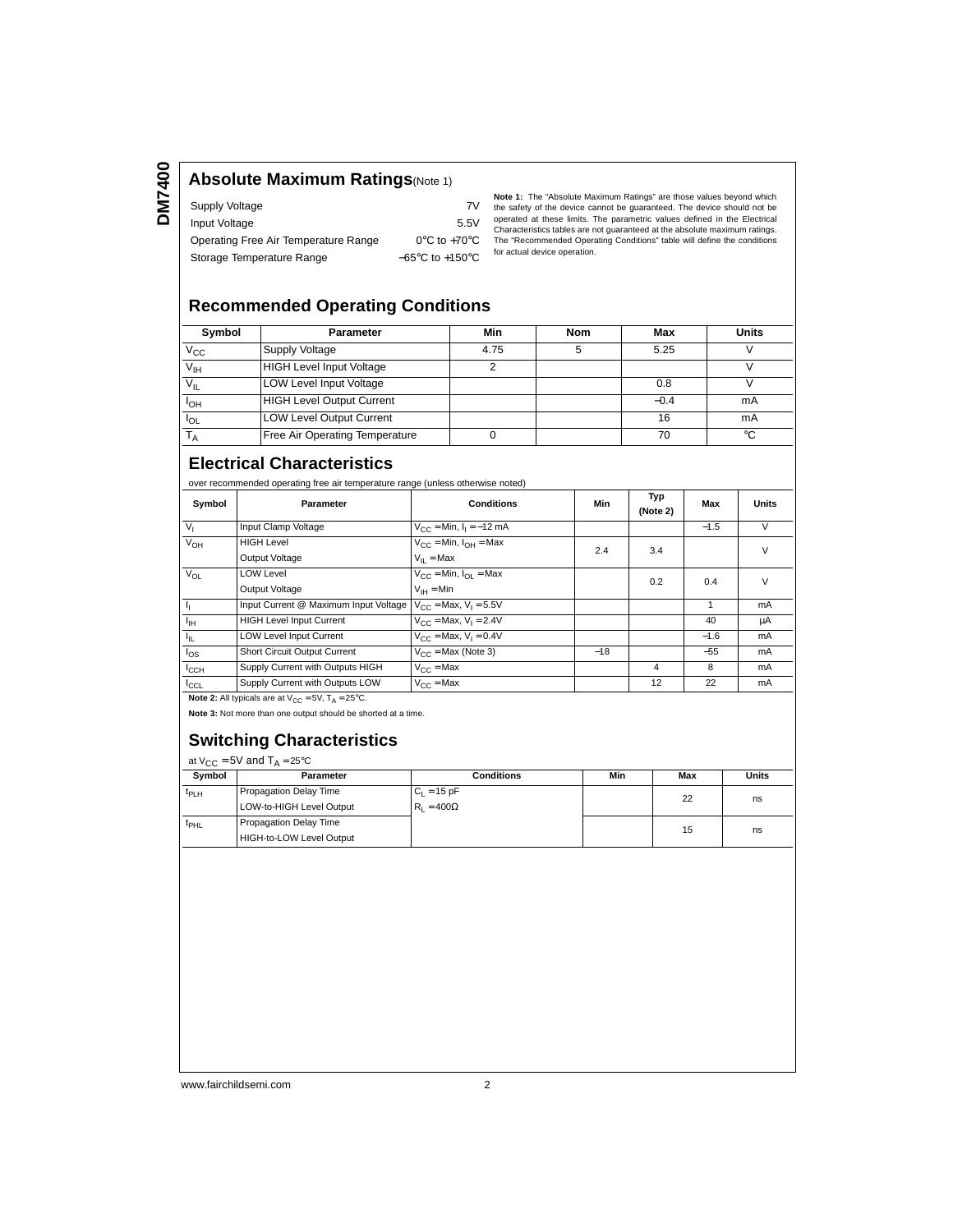## Absolute Maximum Ratings(Note 1)

| | |
|---|---|
| Supply Voltage | 7V |
| Input Voltage | 5.5V |
| Operating Free Air Temperature Range | 0°C to +70°C |
| Storage Temperature Range | −65°C to +150°C |

**Note 1:** The "Absolute Maximum Ratings" are those values beyond which the safety of the device cannot be guaranteed. The device should not be operated at these limits. The parametric values defined in the Electrical Characteristics tables are not guaranteed at the absolute maximum ratings. The "Recommended Operating Conditions" table will define the conditions for actual device operation.

## Recommended Operating Conditions

| Symbol | Parameter | Min | Nom | Max | Units |
|---|---|---|---|---|---|
| $V_{CC}$ | Supply Voltage | 4.75 | 5 | 5.25 | V |
| $V_{IH}$ | HIGH Level Input Voltage | 2 | | | V |
| $V_{IL}$ | LOW Level Input Voltage | | | 0.8 | V |
| $I_{OH}$ | HIGH Level Output Current | | | −0.4 | mA |
| $I_{OL}$ | LOW Level Output Current | | | 16 | mA |
| $T_A$ | Free Air Operating Temperature | 0 | | 70 | °C |

## Electrical Characteristics

over recommended operating free air temperature range (unless otherwise noted)

| Symbol | Parameter | Conditions | Min | Typ (Note 2) | Max | Units |
|---|---|---|---|---|---|---|
| $V_I$ | Input Clamp Voltage | $V_{CC}$ = Min, $I_I$ = −12 mA | | | −1.5 | V |
| $V_{OH}$ | HIGH Level Output Voltage | $V_{CC}$ = Min, $I_{OH}$ = Max $V_{IL}$ = Max | 2.4 | 3.4 | | V |
| $V_{OL}$ | LOW Level Output Voltage | $V_{CC}$ = Min, $I_{OL}$ = Max $V_{IH}$ = Min | | 0.2 | 0.4 | V |
| $I_I$ | Input Current @ Maximum Input Voltage | $V_{CC}$ = Max, $V_I$ = 5.5V | | | 1 | mA |
| $I_{IH}$ | HIGH Level Input Current | $V_{CC}$ = Max, $V_I$ = 2.4V | | | 40 | μA |
| $I_{IL}$ | LOW Level Input Current | $V_{CC}$ = Max, $V_I$ = 0.4V | | | −1.6 | mA |
| $I_{OS}$ | Short Circuit Output Current | $V_{CC}$ = Max (Note 3) | −18 | | −55 | mA |
| $I_{CCH}$ | Supply Current with Outputs HIGH | $V_{CC}$ = Max | | 4 | 8 | mA |
| $I_{CCL}$ | Supply Current with Outputs LOW | $V_{CC}$ = Max | | 12 | 22 | mA |

**Note 2:** All typicals are at $V_{CC}$ = 5V, $T_A$ = 25°C.

**Note 3:** Not more than one output should be shorted at a time.

## Switching Characteristics

at $V_{CC}$ = 5V and $T_A$ = 25°C

| Symbol | Parameter | Conditions | Min | Max | Units |
|---|---|---|---|---|---|
| $t_{PLH}$ | Propagation Delay Time LOW-to-HIGH Level Output | $C_L$ = 15 pF $R_L$ = 400Ω | | 22 | ns |
| $t_{PHL}$ | Propagation Delay Time HIGH-to-LOW Level Output | | | 15 | ns |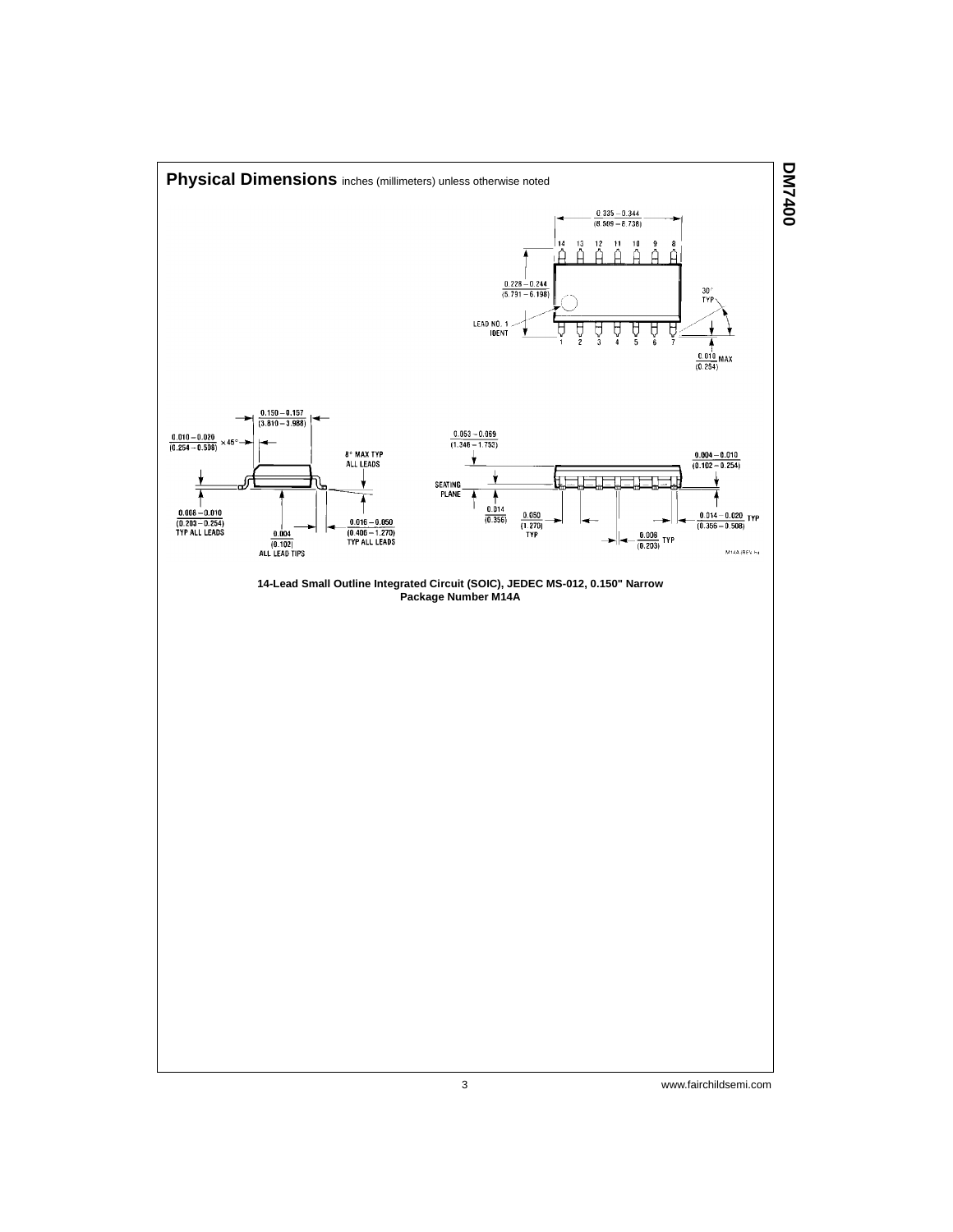## Physical Dimensions inches (millimeters) unless otherwise noted

0.335 – 0.344 (8.509 – 8.738)

14 13 12 11 10 9 8

0.228 – 0.244 (5.791 – 6.198)

LEAD NO. 1 IDENT

1 2 3 4 5 6 7

30° TYP

0.010 MAX (0.254)

0.150 – 0.157 (3.810 – 3.988)

0.010 – 0.020 (0.254 – 0.508) × 45°

8° MAX TYP ALL LEADS

0.008 – 0.010 (0.203 – 0.254) TYP ALL LEADS

0.004 (0.102) ALL LEAD TIPS

0.016 – 0.050 (0.406 – 1.270) TYP ALL LEADS

0.053 – 0.069 (1.346 – 1.753)

SEATING PLANE

0.014 (0.356)

0.050 (1.270) TYP

0.008 (0.203) TYP

0.004 – 0.010 (0.102 – 0.254)

0.014 – 0.020 TYP (0.356 – 0.508)

M14A (REV H)

**14-Lead Small Outline Integrated Circuit (SOIC), JEDEC MS-012, 0.150" Narrow Package Number M14A**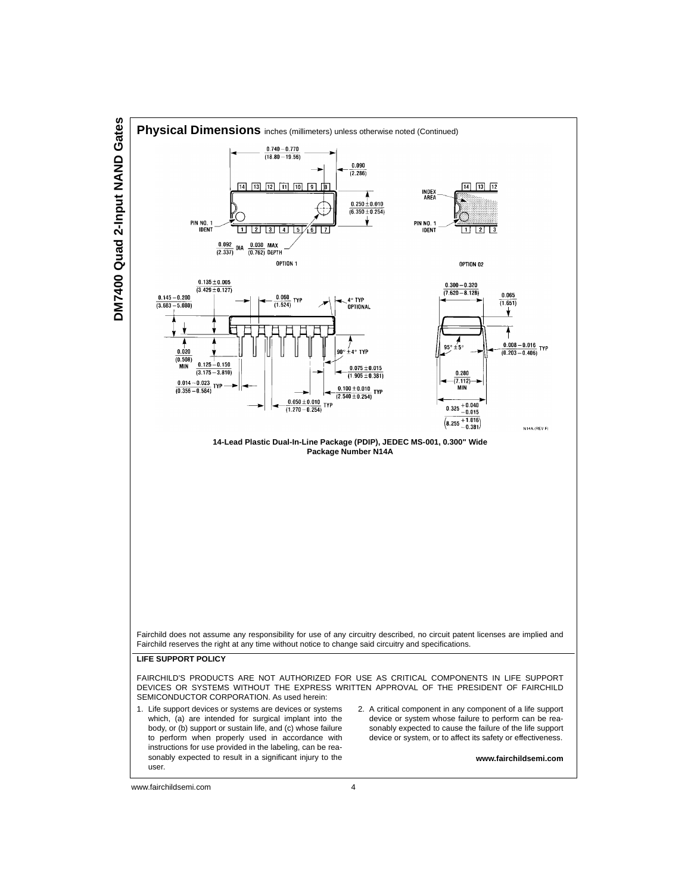## Physical Dimensions inches (millimeters) unless otherwise noted (Continued)

0.740 − 0.770
(18.80 − 19.56)
0.090
(2.286)
14 13 12 11 10 9 8
0.250 ± 0.010
(6.350 ± 0.254)
PIN NO. 1
IDENT
1 2 3 4 5 6 7
0.092 DIA
(2.337)
0.030 MAX
(0.762) DEPTH
OPTION 1

INDEX
AREA
14 13 12
PIN NO. 1
IDENT
1 2 3
OPTION 02

0.135 ± 0.005
(3.429 ± 0.127)
0.145 − 0.200
(3.683 − 5.080)
0.060 TYP
(1.524)
4° TYP
OPTIONAL
0.020
(0.508)
MIN
0.125 − 0.150
(3.175 − 3.810)
90° ± 4° TYP
0.075 ± 0.015
(1.905 ± 0.381)
0.014 − 0.023 TYP
(0.356 − 0.584)
0.100 ± 0.010 TYP
(2.540 ± 0.254)
0.050 ± 0.010 TYP
(1.270 − 0.254)

0.300 − 0.320
(7.620 − 8.128)
0.065
(1.651)
95° ± 5°
0.008 − 0.016 TYP
(0.203 − 0.406)
0.280
(7.112)
MIN
0.325 +0.040 −0.015
(8.255 +1.016 −0.381)
N14A (REV F)

**14-Lead Plastic Dual-In-Line Package (PDIP), JEDEC MS-001, 0.300" Wide**
**Package Number N14A**

Fairchild does not assume any responsibility for use of any circuitry described, no circuit patent licenses are implied and Fairchild reserves the right at any time without notice to change said circuitry and specifications.

**LIFE SUPPORT POLICY**

FAIRCHILD'S PRODUCTS ARE NOT AUTHORIZED FOR USE AS CRITICAL COMPONENTS IN LIFE SUPPORT DEVICES OR SYSTEMS WITHOUT THE EXPRESS WRITTEN APPROVAL OF THE PRESIDENT OF FAIRCHILD SEMICONDUCTOR CORPORATION. As used herein:

1. Life support devices or systems are devices or systems which, (a) are intended for surgical implant into the body, or (b) support or sustain life, and (c) whose failure to perform when properly used in accordance with instructions for use provided in the labeling, can be reasonably expected to result in a significant injury to the user.
2. A critical component in any component of a life support device or system whose failure to perform can be reasonably expected to cause the failure of the life support device or system, or to affect its safety or effectiveness.

**www.fairchildsemi.com**